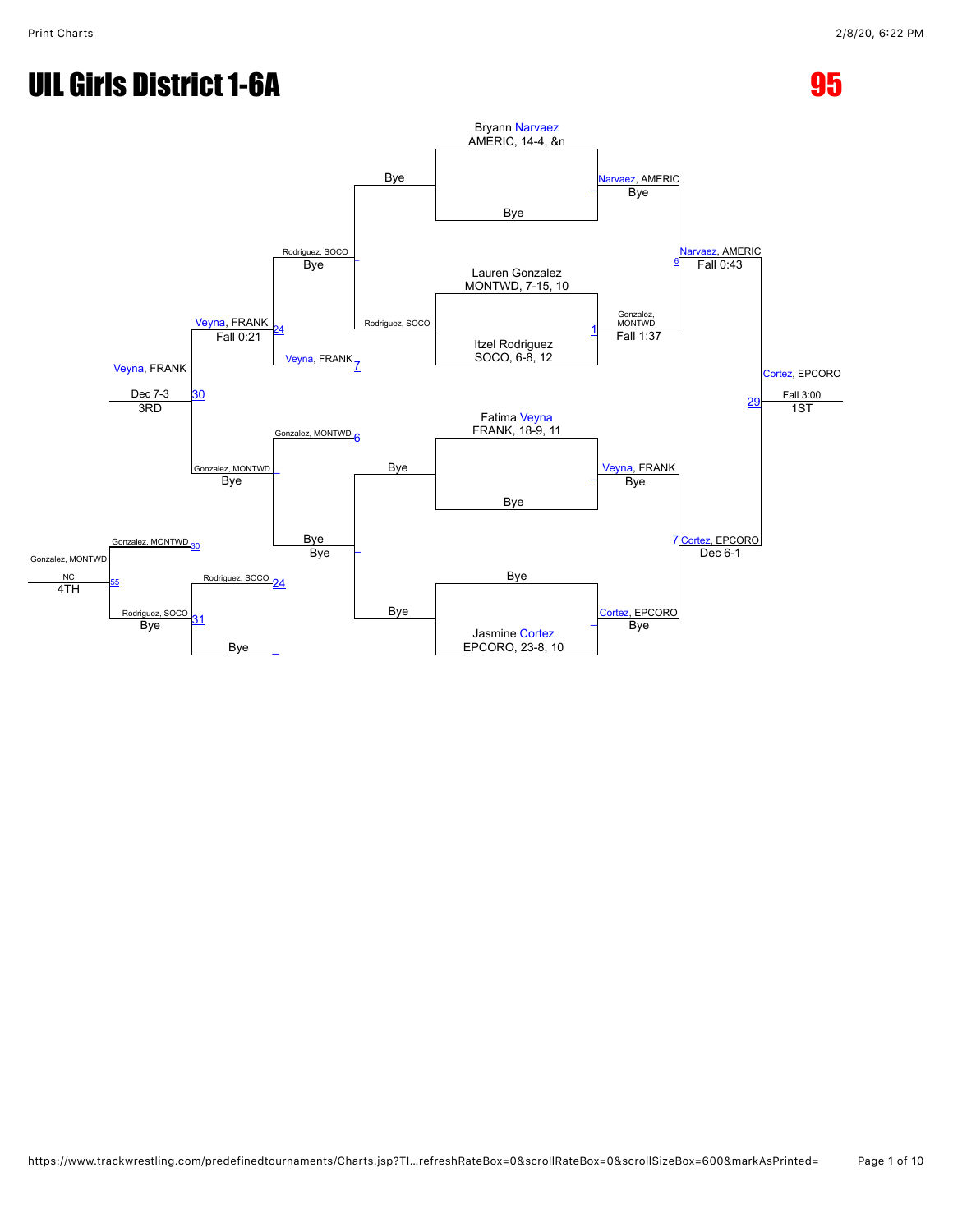# UIL Girls District 1-6A

**95**

## Championship Bracket

**First round**

- Bryann Narvaez, AMERIC, 14-4, &n vs. Bye → Narvaez, AMERIC (Bye)
- Lauren Gonzalez, MONTWD, 7-15, 10 vs. Itzel Rodriguez, SOCO, 6-8, 12 → Gonzalez, MONTWD (Fall 1:37) [1]
- Fatima Veyna, FRANK, 18-9, 11 vs. Bye → Veyna, FRANK (Bye)
- Bye vs. Jasmine Cortez, EPCORO, 23-8, 10 → Cortez, EPCORO (Bye)

**Semifinals**

- Narvaez, AMERIC vs. Gonzalez, MONTWD → Narvaez, AMERIC (Fall 0:43) [6]
- Veyna, FRANK vs. Cortez, EPCORO → Cortez, EPCORO (Dec 6-1) [7]

**Final**

- Narvaez, AMERIC vs. Cortez, EPCORO → Cortez, EPCORO (Fall 3:00) [29] — 1ST

## Consolation Bracket

- Bye vs. Rodriguez, SOCO → Rodriguez, SOCO (Bye)
- Rodriguez, SOCO vs. Veyna, FRANK → Veyna, FRANK (Fall 0:21) [24]
- Gonzalez, MONTWD [6] vs. Bye → Gonzalez, MONTWD (Bye)
- Bye vs. Bye → Bye
- Veyna, FRANK vs. Gonzalez, MONTWD → Veyna, FRANK (Dec 7-3) [30] — 3RD

## 4th Place

- Gonzalez, MONTWD [30] vs. Rodriguez, SOCO [24] → Rodriguez, SOCO (Bye) [31]
- Gonzalez, MONTWD vs. Rodriguez, SOCO → Gonzalez, MONTWD (NC) [55] — 4TH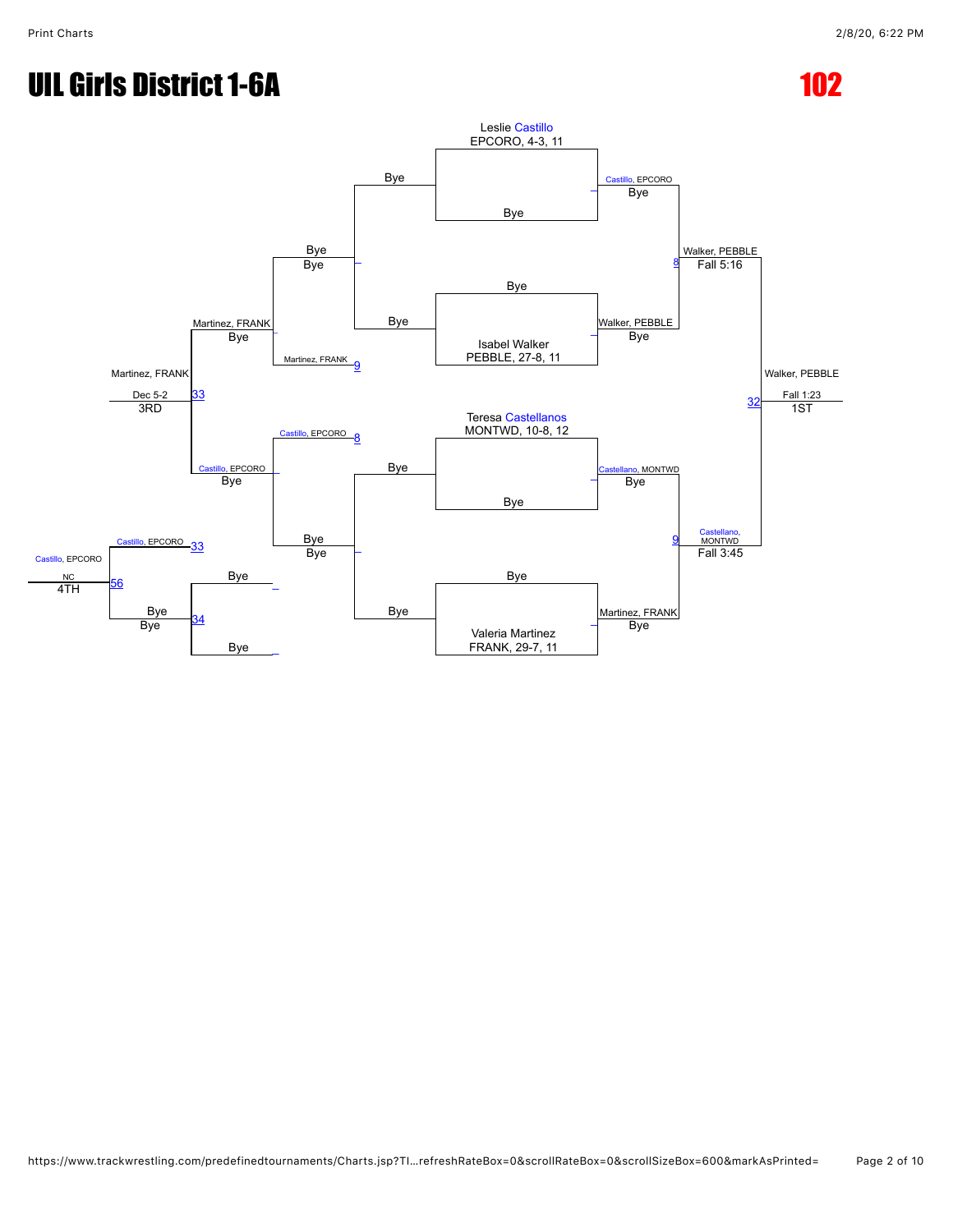# UIL Girls District 1-6A

# 102

## Championship Bracket

**Round 1**

- Leslie Castillo, EPCORO, 4-3, 11 vs. Bye — Castillo, EPCORO (Bye)
- Bye vs. Isabel Walker, PEBBLE, 27-8, 11 — Walker, PEBBLE (Bye)
- Teresa Castellanos, MONTWD, 10-8, 12 vs. Bye — Castellano, MONTWD (Bye)
- Bye vs. Valeria Martinez, FRANK, 29-7, 11 — Martinez, FRANK (Bye)

**Semifinals**

- Castillo, EPCORO vs. Walker, PEBBLE — Walker, PEBBLE, Fall 5:16 (Match 8)
- Castellano, MONTWD vs. Martinez, FRANK — Castellano, MONTWD, Fall 3:45 (Match 9)

**Final**

- Walker, PEBBLE vs. Castellano, MONTWD — Walker, PEBBLE, Fall 1:23 (Match 32) — **1ST**

## Consolation Bracket

- Bye vs. Bye — Bye
- Bye vs. Bye — Bye
- Bye vs. Martinez, FRANK (Match 9) — Martinez, FRANK (Bye)
- Castillo, EPCORO (Match 8) vs. Bye — Castillo, EPCORO (Bye)
- Bye vs. Bye — Bye (Match 34)

**3rd Place**

- Martinez, FRANK vs. Castillo, EPCORO — Martinez, FRANK, Dec 5-2 (Match 33) — **3RD**

**4th Place**

- Castillo, EPCORO (Match 33) vs. Bye — Castillo, EPCORO, NC (Match 56) — **4TH**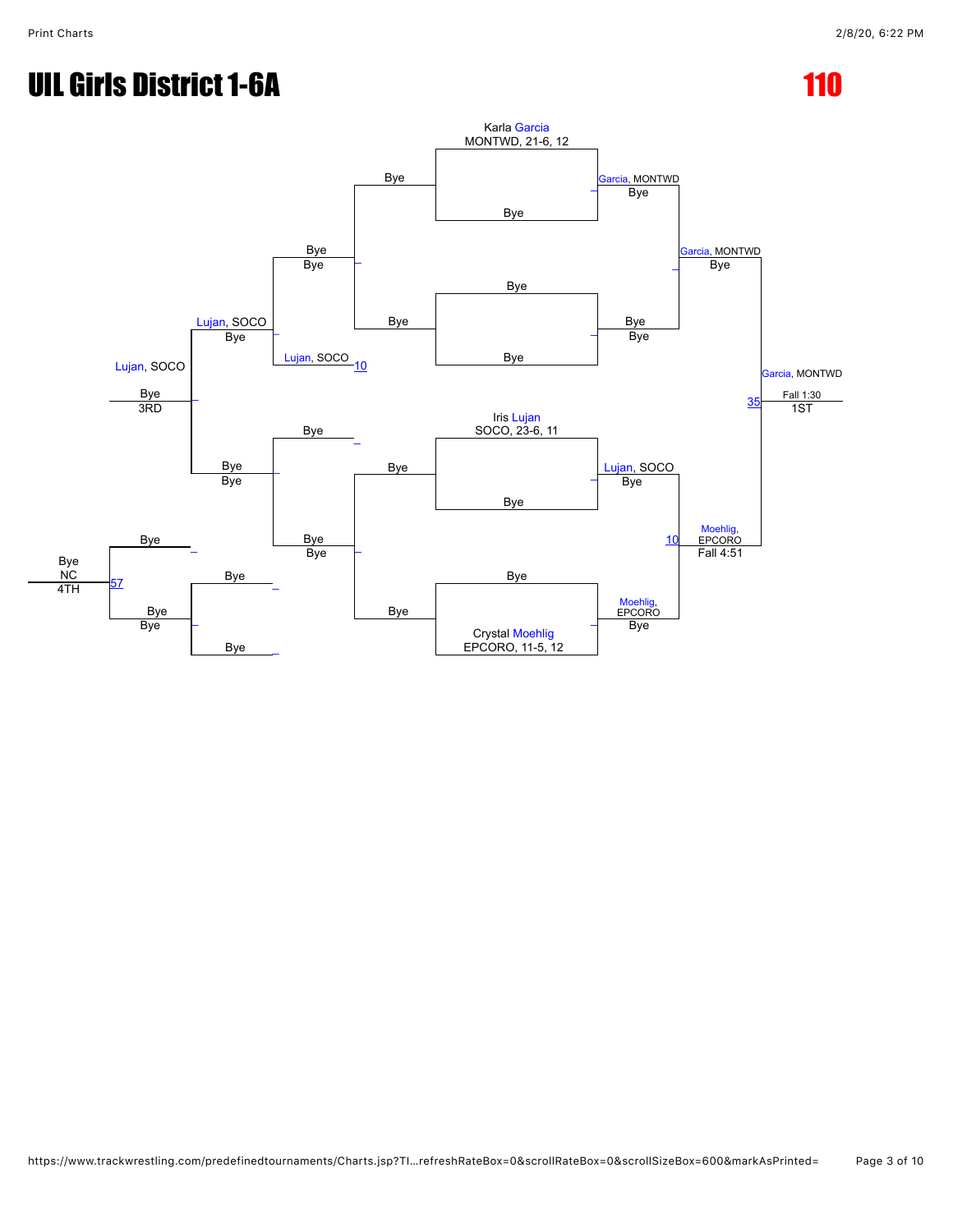# UIL Girls District 1-6A

**110**

## Championship Bracket

| Round 1 | Quarterfinals | Semifinals | Final |
| --- | --- | --- | --- |
| Karla Garcia, MONTWD, 21-6, 12 vs Bye | Garcia, MONTWD vs Bye | Garcia, MONTWD vs Moehlig, EPCORO | 1ST: Garcia, MONTWD — Fall 1:30 (35) |
| Bye vs Bye | Bye vs Bye | | |
| Iris Lujan, SOCO, 23-6, 11 vs Bye | Lujan, SOCO vs Moehlig, EPCORO — Moehlig, EPCORO, Fall 4:51 (10) | | |
| Bye vs Crystal Moehlig, EPCORO, 11-5, 12 | Moehlig, EPCORO vs Bye | | |

## Consolation Bracket

| Round 1 | Round 2 | Round 3 | Consolation Final |
| --- | --- | --- | --- |
| Bye vs Bye | Bye vs Bye | Bye vs Lujan, SOCO — Lujan, SOCO (10) | Lujan, SOCO vs Bye — 3RD: Lujan, SOCO |
| Bye vs Bye | Bye vs Bye | Bye vs Bye | |
| Bye vs Bye | Bye vs Bye | | Bye vs Bye — 4TH: Bye, NC (57) |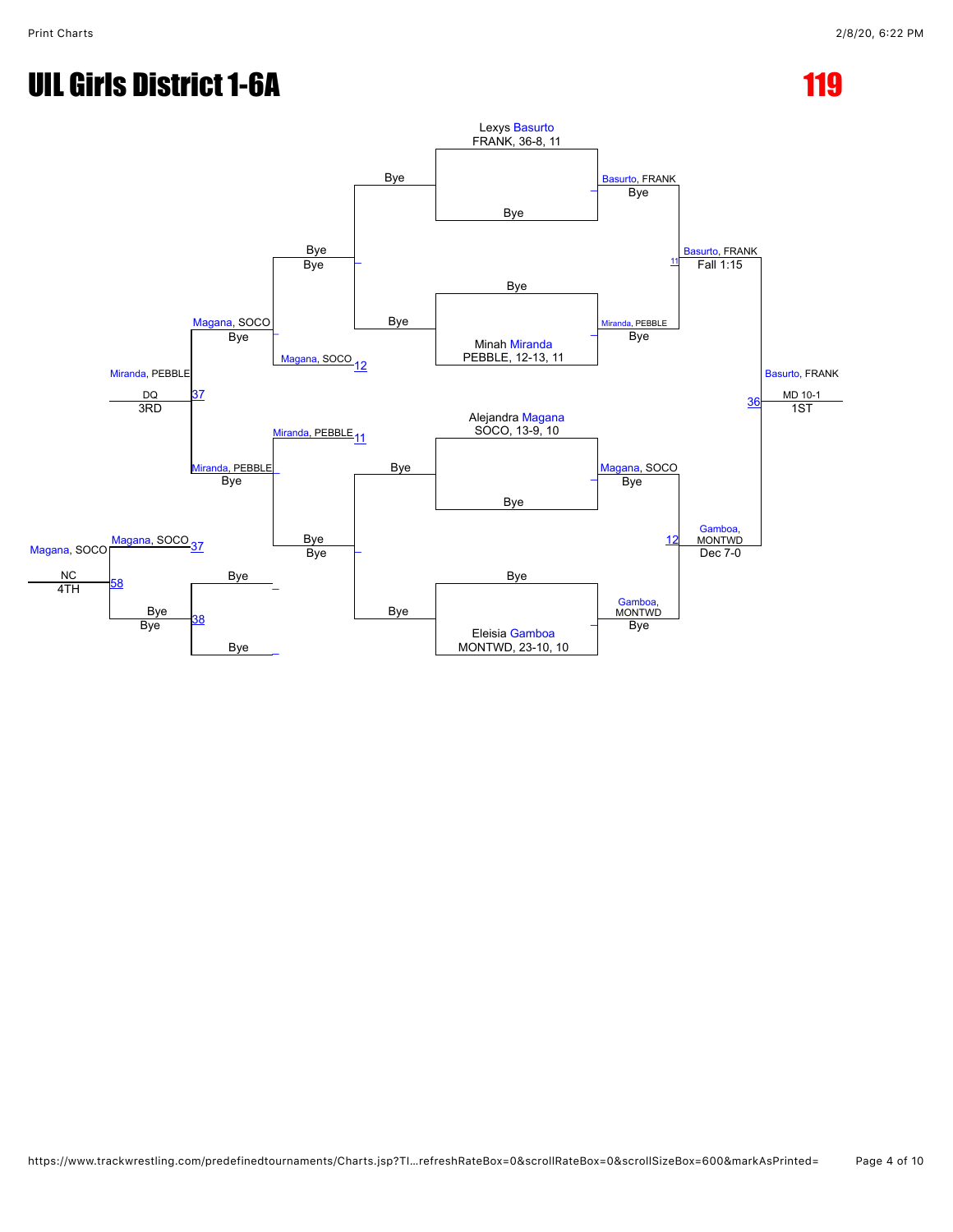# UIL Girls District 1-6A

# 119

## Championship Bracket

**Round 1**

- Lexys Basurto, FRANK, 36-8, 11 vs. Bye — Basurto, FRANK (Bye)
- Bye vs. Minah Miranda, PEBBLE, 12-13, 11 — Miranda, PEBBLE (Bye)
- Alejandra Magana, SOCO, 13-9, 10 vs. Bye — Magana, SOCO (Bye)
- Bye vs. Eleisia Gamboa, MONTWD, 23-10, 10 — Gamboa, MONTWD (Bye)

**Semifinals**

- Match 11: Basurto, FRANK def. Miranda, PEBBLE — Fall 1:15
- Match 12: Gamboa, MONTWD def. Magana, SOCO — Dec 7-0

**Final (Match 36)**

- Basurto, FRANK — MD 10-1 — **1ST**

## Consolation Bracket

- Bye / Bye — Bye
- Bye / Bye — Bye
- Bye — Bye
- Magana, SOCO (loser of Match 12)
- Miranda, PEBBLE (loser of Match 11)

**Match 37 (3rd Place):** Miranda, PEBBLE vs. Magana, SOCO — Miranda, PEBBLE — DQ — **3RD**

**Match 38:** Bye / Bye — Bye

**Match 58 (4th Place):** Magana, SOCO vs. Bye — Magana, SOCO — NC — **4TH**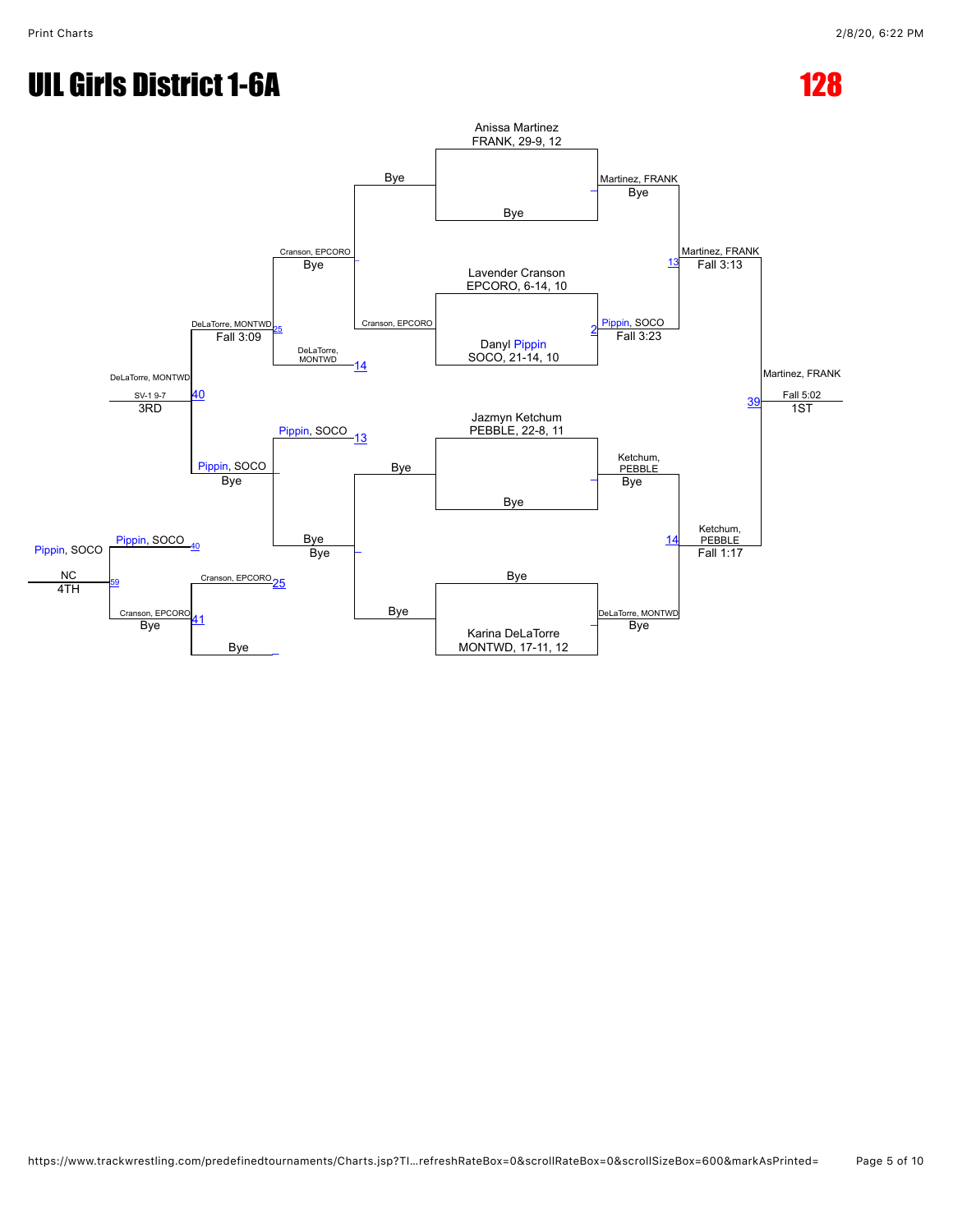# UIL Girls District 1-6A

**128**

## Championship Bracket

| Wrestler | Round 1 | Semifinals | Final |
|---|---|---|---|
| Anissa Martinez, FRANK, 29-9, 12 | Martinez, FRANK (Bye) | Martinez, FRANK (Fall 3:13) | Martinez, FRANK (Fall 5:02) — 1ST |
| Bye | | | |
| Lavender Cranson, EPCORO, 6-14, 10 | Pippin, SOCO (Fall 3:23) | | |
| Danyl Pippin, SOCO, 21-14, 10 | | | |
| Jazmyn Ketchum, PEBBLE, 22-8, 11 | Ketchum, PEBBLE (Bye) | Ketchum, PEBBLE (Fall 1:17) | |
| Bye | | | |
| Bye | DeLaTorre, MONTWD (Bye) | | |
| Karina DeLaTorre, MONTWD, 17-11, 12 | | | |

## Consolation Bracket

| Match | Wrestlers | Result |
|---|---|---|
| Cons. Round 1 | Bye vs. Cranson, EPCORO | Cranson, EPCORO (Bye) |
| Cons. Round 1 | Bye vs. Bye | Bye |
| Cons. Round 2 | Cranson, EPCORO vs. DeLaTorre, MONTWD | DeLaTorre, MONTWD (Fall 3:09) |
| Cons. Round 2 | Pippin, SOCO vs. Bye | Pippin, SOCO (Bye) |
| 3rd Place | DeLaTorre, MONTWD vs. Pippin, SOCO | DeLaTorre, MONTWD (SV-1 9-7) — 3RD |
| 4th Place | Pippin, SOCO vs. Cranson, EPCORO | Pippin, SOCO (NC) — 4TH |
| 2nd Place | Cranson, EPCORO vs. Bye | Cranson, EPCORO (Bye) |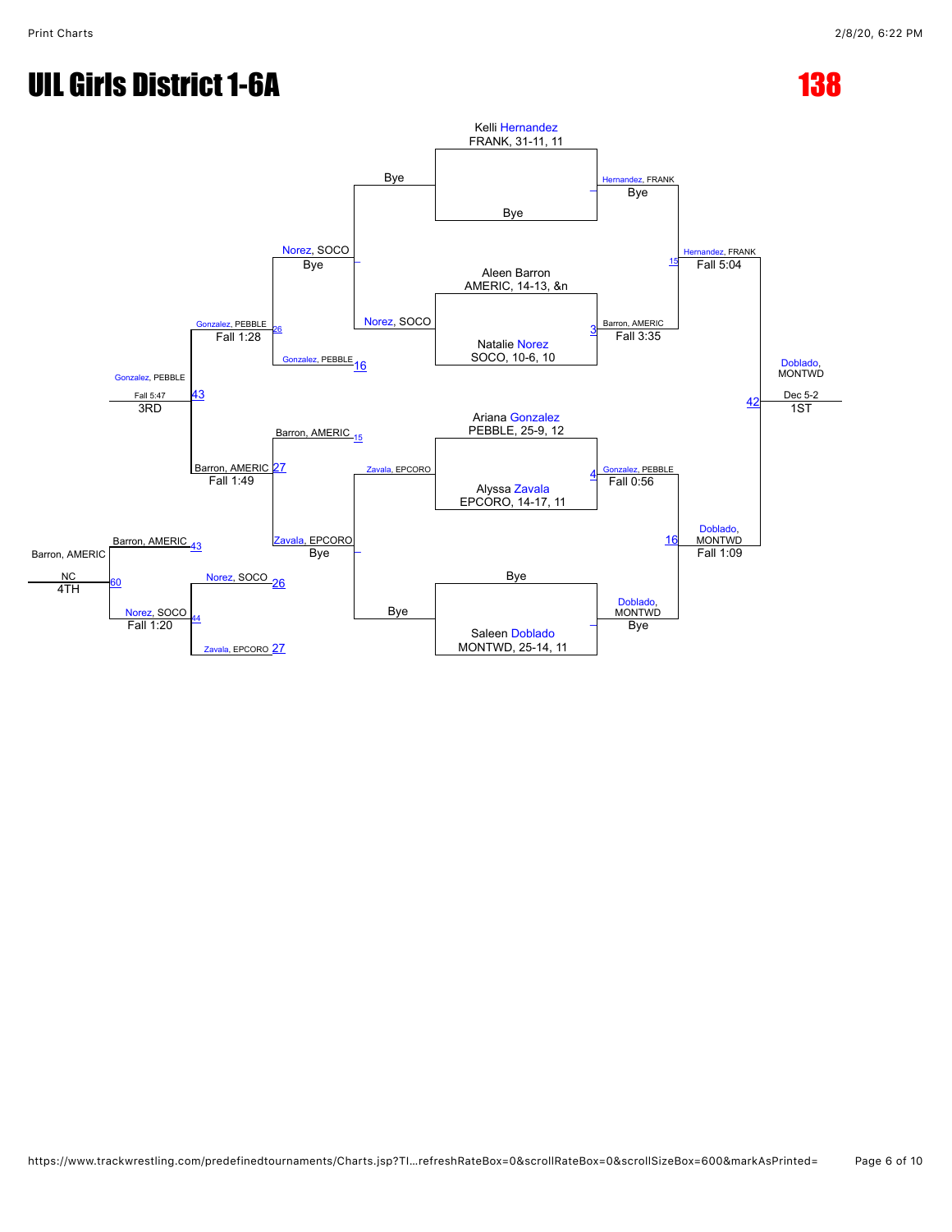# UIL Girls District 1-6A

## 138

### Championship Bracket

**Quarterfinals / First Round**

- Kelli Hernandez, FRANK, 31-11, 11 vs. Bye — Hernandez, FRANK: Bye
- Aleen Barron, AMERIC, 14-13, &n vs. Natalie Norez, SOCO, 10-6, 10 — Barron, AMERIC: Fall 3:35 (Match 3)
- Ariana Gonzalez, PEBBLE, 25-9, 12 vs. Alyssa Zavala, EPCORO, 14-17, 11 — Gonzalez, PEBBLE: Fall 0:56 (Match 4)
- Bye vs. Saleen Doblado, MONTWD, 25-14, 11 — Doblado, MONTWD: Bye

**Semifinals**

- Hernandez, FRANK vs. Barron, AMERIC — Hernandez, FRANK: Fall 5:04 (Match 15)
- Gonzalez, PEBBLE vs. Doblado, MONTWD — Doblado, MONTWD: Fall 1:09 (Match 16)

**Finals (Match 42)**

- Doblado, MONTWD — Dec 5-2 — **1ST**

### Consolation Bracket

- Bye vs. Norez, SOCO — Norez, SOCO: Bye
- Zavala, EPCORO vs. Bye — Zavala, EPCORO: Bye
- Norez, SOCO vs. Gonzalez, PEBBLE (loser of 16) — Gonzalez, PEBBLE: Fall 1:28 (Match 26)
- Barron, AMERIC (loser of 15) vs. Zavala, EPCORO — Barron, AMERIC: Fall 1:49 (Match 27)
- Gonzalez, PEBBLE vs. Barron, AMERIC — Gonzalez, PEBBLE: Fall 5:47 (Match 43) — **3RD**
- Norez, SOCO (loser of 26) vs. Zavala, EPCORO (loser of 27) — Norez, SOCO: Fall 1:20 (Match 44)
- Barron, AMERIC (loser of 43) vs. Norez, SOCO — Barron, AMERIC: NC (Match 60) — **4TH**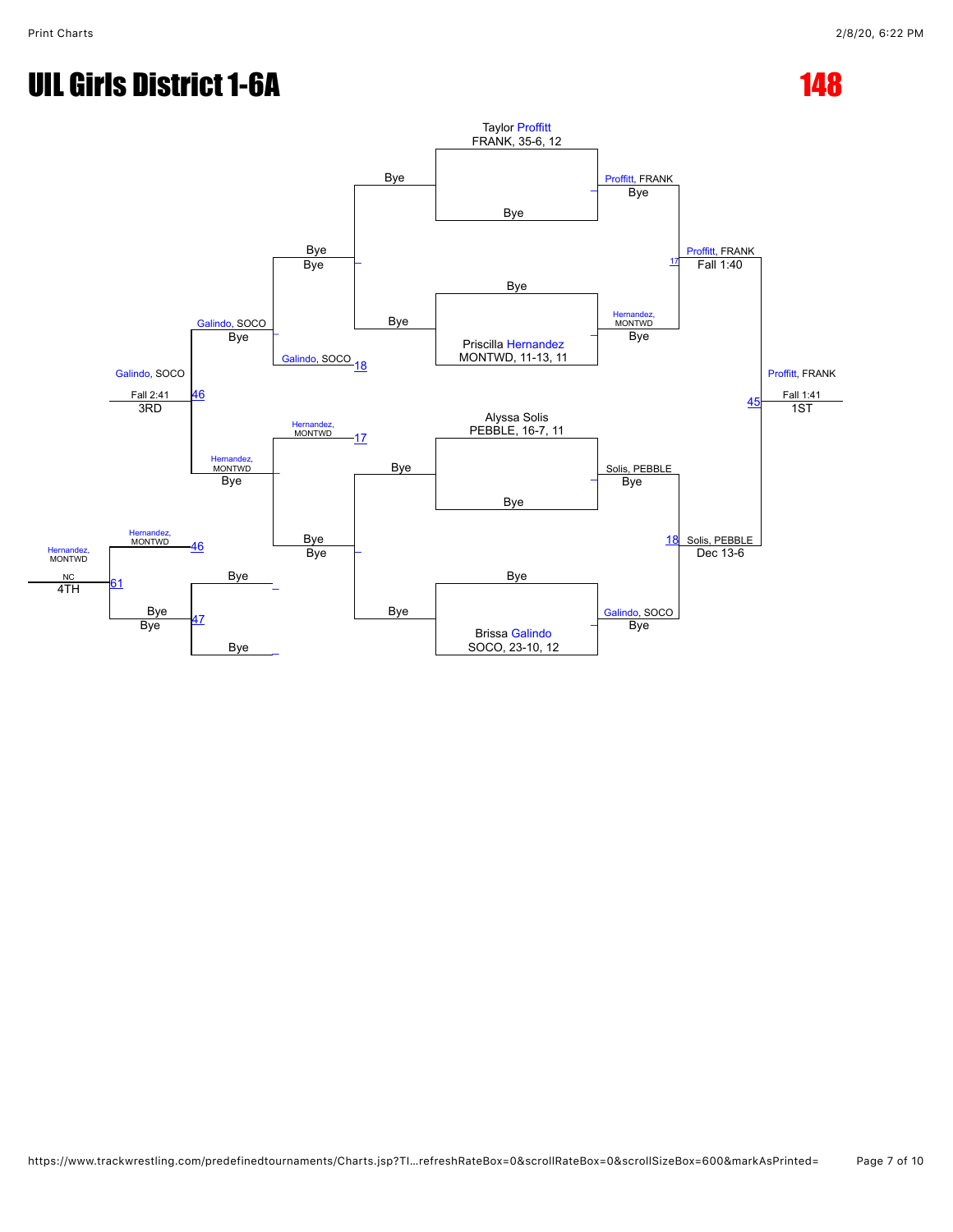# UIL Girls District 1-6A

# 148

## Championship Bracket

**Seeds:**
- Taylor Proffitt, FRANK, 35-6, 12
- Priscilla Hernandez, MONTWD, 11-13, 11
- Alyssa Solis, PEBBLE, 16-7, 11
- Brissa Galindo, SOCO, 23-10, 12

**Round 1:**
- Taylor Proffitt (FRANK) vs Bye — Proffitt, FRANK, Bye
- Bye vs Priscilla Hernandez (MONTWD) — Hernandez, MONTWD, Bye
- Alyssa Solis (PEBBLE) vs Bye — Solis, PEBBLE, Bye
- Bye vs Brissa Galindo (SOCO) — Galindo, SOCO, Bye

**Semifinals:**
- Match 17: Proffitt, FRANK over Hernandez, MONTWD — Fall 1:40
- Match 18: Solis, PEBBLE over Galindo, SOCO — Dec 13-6

**Final (Match 45):**
- Proffitt, FRANK over Solis, PEBBLE — Fall 1:41 — 1ST

## Consolation Bracket

- Bye vs Bye — Bye
- Galindo, SOCO (Match 18 loser) — Galindo, SOCO, Bye
- Hernandez, MONTWD (Match 17 loser) vs Bye — Hernandez, MONTWD, Bye
- Match 47: Bye vs Bye — Bye
- Match 46: Galindo, SOCO over Hernandez, MONTWD — Fall 2:41 — 3RD
- Match 61: Hernandez, MONTWD (46) vs Bye (47) — Hernandez, MONTWD, NC — 4TH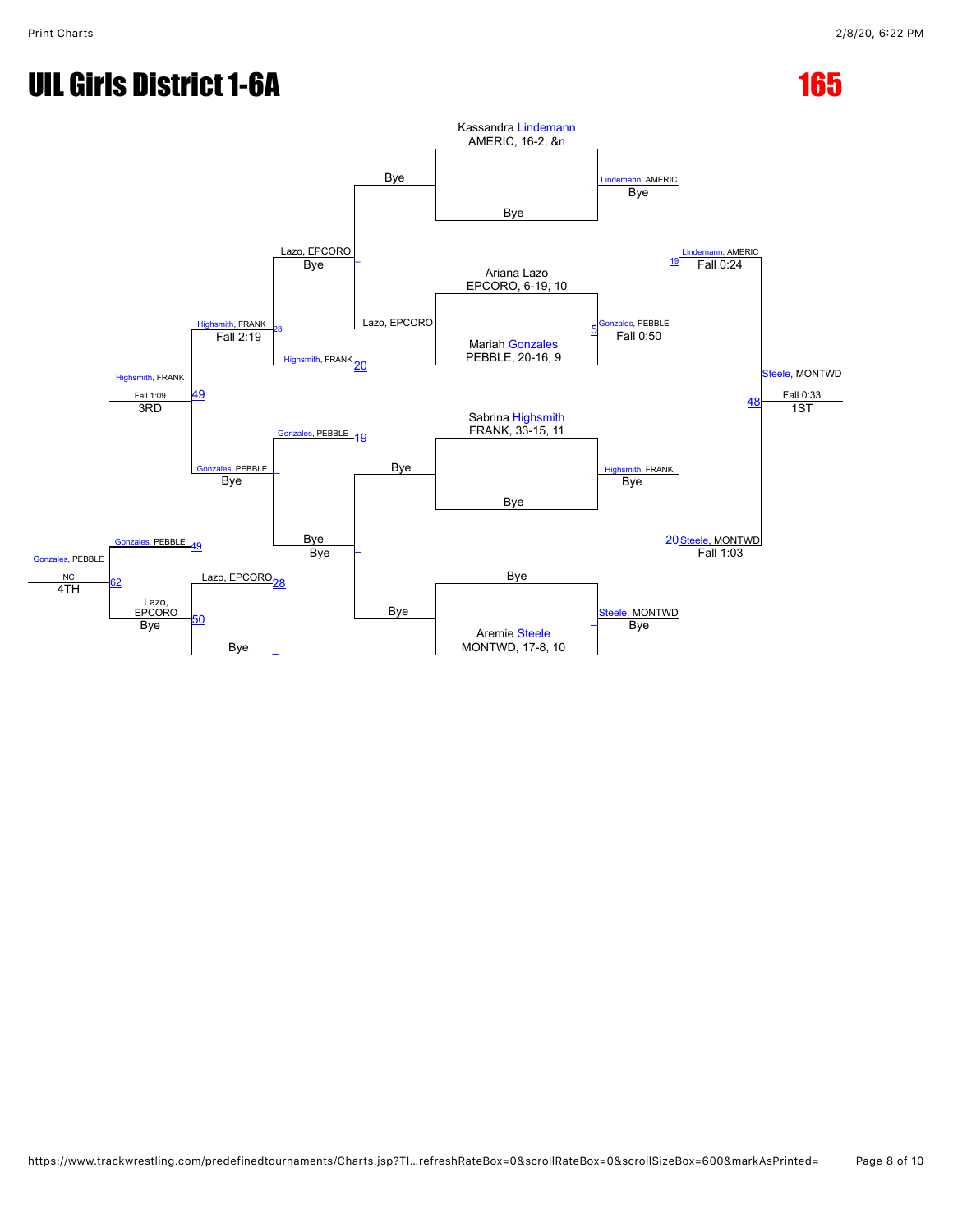# UIL Girls District 1-6A

## 165

### Championship Bracket

**Seeds / First Round**

- Kassandra Lindemann, AMERIC, 16-2, &n vs Bye → Lindemann, AMERIC (Bye)
- Ariana Lazo, EPCORO, 6-19, 10 vs Mariah Gonzales, PEBBLE, 20-16, 9 → Gonzales, PEBBLE (5) — Fall 0:50
- Sabrina Highsmith, FRANK, 33-15, 11 vs Bye → Highsmith, FRANK (Bye)
- Bye vs Aremie Steele, MONTWD, 17-8, 10 → Steele, MONTWD (Bye)

**Semifinals**

- Lindemann, AMERIC vs Gonzales, PEBBLE → Lindemann, AMERIC (19) — Fall 0:24
- Highsmith, FRANK vs Steele, MONTWD → Steele, MONTWD (20) — Fall 1:03

**Final**

- Lindemann, AMERIC vs Steele, MONTWD → Steele, MONTWD (48) — Fall 0:33 — 1ST

### Consolation Bracket

- Bye vs Lazo, EPCORO → Lazo, EPCORO (Bye)
- Bye vs Bye → Bye
- Lazo, EPCORO vs Highsmith, FRANK → Highsmith, FRANK (20); Lazo, EPCORO (28) — Fall 2:19
- Gonzales, PEBBLE (19) vs Bye → Gonzales, PEBBLE (Bye)
- Highsmith, FRANK vs Gonzales, PEBBLE → Highsmith, FRANK (49) — Fall 1:09 — 3RD
- Lazo, EPCORO (28) vs Bye → Lazo, EPCORO (Bye) (50)
- Gonzales, PEBBLE (49) vs Lazo, EPCORO → Gonzales, PEBBLE (62) — NC — 4TH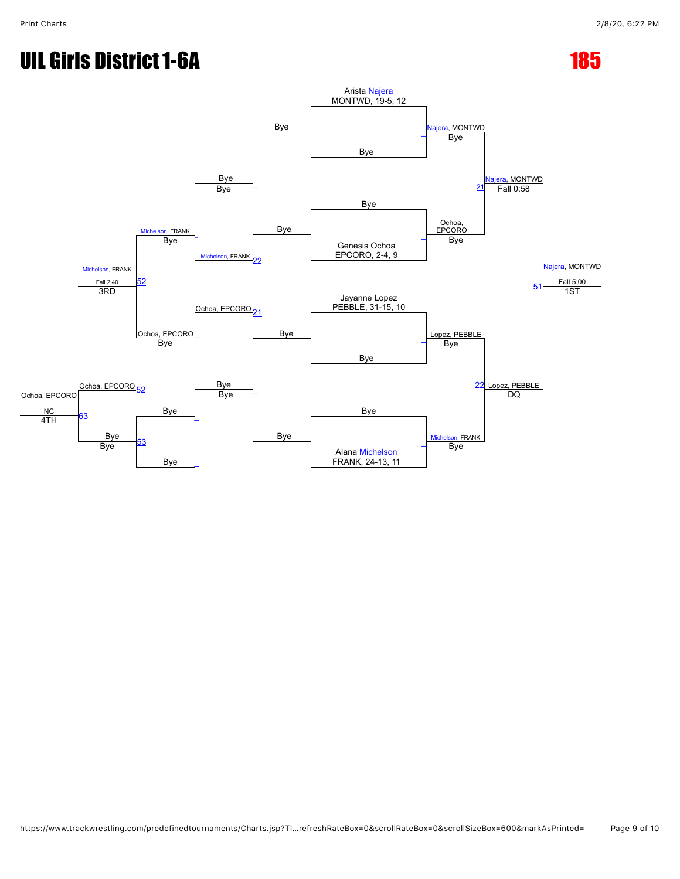# UIL Girls District 1-6A

## 185

### Championship Bracket

**Quarterfinals**

- Arista Najera, MONTWD, 19-5, 12 vs Bye → Najera, MONTWD (Bye)
- Bye vs Genesis Ochoa, EPCORO, 2-4, 9 → Ochoa, EPCORO (Bye)
- Jayanne Lopez, PEBBLE, 31-15, 10 vs Bye → Lopez, PEBBLE (Bye)
- Bye vs Alana Michelson, FRANK, 24-13, 11 → Michelson, FRANK (Bye)

**Semifinals**

- 21: Najera, MONTWD over Ochoa, EPCORO — Fall 0:58
- 22: Lopez, PEBBLE over Michelson, FRANK — DQ

**Final**

- 51: Najera, MONTWD over Lopez, PEBBLE — Fall 5:00 — 1ST

### Consolation Bracket

- Bye vs Bye (Bye)
- Bye vs Bye (Bye)
- Michelson, FRANK (22) vs Bye → Michelson, FRANK (Bye)
- Ochoa, EPCORO (21) vs Bye → Ochoa, EPCORO (Bye)
- 52: Michelson, FRANK over Ochoa, EPCORO — Fall 2:40 — 3RD
- Bye vs Bye → 53: Bye (Bye)
- 63: Ochoa, EPCORO (52) vs Bye (53) → Ochoa, EPCORO — NC — 4TH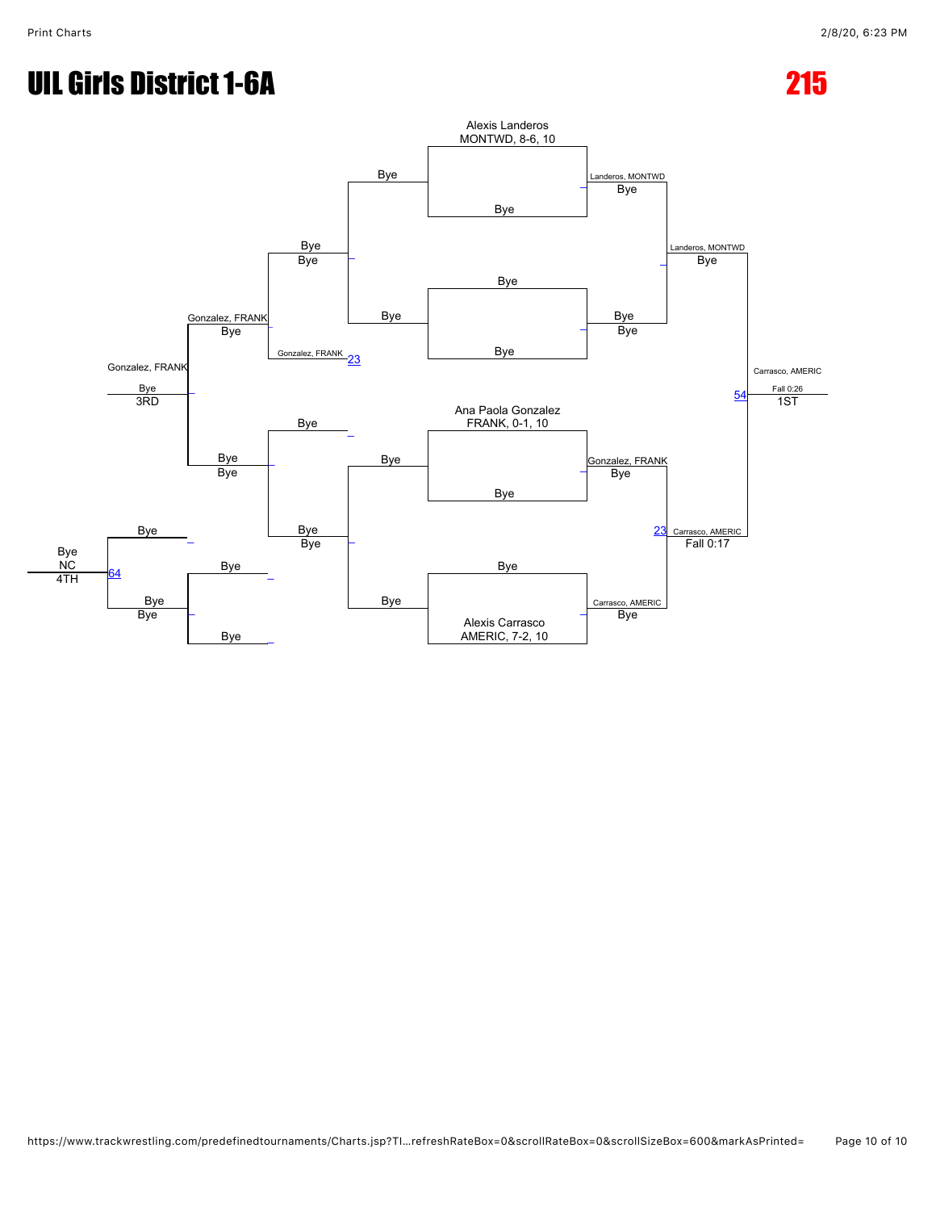# UIL Girls District 1-6A

# 215

Alexis Landeros
MONTWD, 8-6, 10

Bye

Bye

Landeros, MONTWD

Bye

Bye

Bye

Landeros, MONTWD

Bye

Bye

Bye

Bye

Bye

Gonzalez, FRANK

Bye

Bye

Gonzalez, FRANK 23

Gonzalez, FRANK

Bye

3RD

Carrasco, AMERIC

54

Fall 0:26

1ST

Ana Paola Gonzalez
FRANK, 0-1, 10

Bye

Bye

Bye

Bye

Gonzalez, FRANK

Bye

Bye

Bye

23

Carrasco, AMERIC

Fall 0:17

Bye

Bye

Bye

NC

4TH

64

Bye

Bye

Bye

Bye

Bye

Bye

Alexis Carrasco
AMERIC, 7-2, 10

Carrasco, AMERIC

Bye